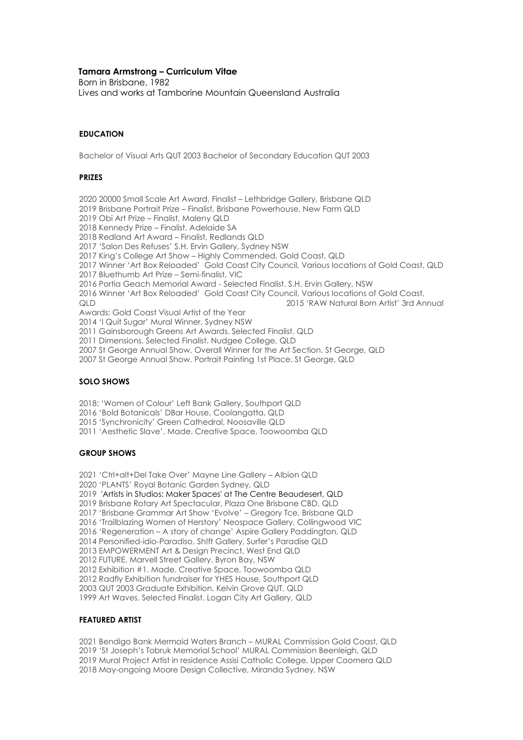**Tamara Armstrong – Curriculum Vitae**

Born in Brisbane, 1982
Lives and works at Tamborine Mountain Queensland Australia

#### EDUCATION

Bachelor of Visual Arts QUT 2003 Bachelor of Secondary Education QUT 2003

#### PRIZES

2020 20000 Small Scale Art Award, Finalist – Lethbridge Gallery, Brisbane QLD
2019 Brisbane Portrait Prize – Finalist, Brisbane Powerhouse, New Farm QLD
2019 Obi Art Prize – Finalist, Maleny QLD
2018 Kennedy Prize – Finalist, Adelaide SA
2018 Redland Art Award – Finalist, Redlands QLD
2017 'Salon Des Refuses' S.H. Ervin Gallery, Sydney NSW
2017 King's College Art Show – Highly Commended. Gold Coast, QLD
2017 Winner 'Art Box Reloaded' Gold Coast City Council, Various locations of Gold Coast, QLD
2017 Bluethumb Art Prize – Semi-finalist, VIC
2016 Portia Geach Memorial Award - Selected Finalist. S.H. Ervin Gallery, NSW
2016 Winner 'Art Box Reloaded' Gold Coast City Council, Various locations of Gold Coast, QLD
2015 'RAW Natural Born Artist' 3rd Annual Awards: Gold Coast Visual Artist of the Year
2014 'I Quit Sugar' Mural Winner, Sydney NSW
2011 Gainsborough Greens Art Awards. Selected Finalist. QLD
2011 Dimensions. Selected Finalist. Nudgee College, QLD
2007 St George Annual Show. Overall Winner for the Art Section. St George, QLD
2007 St George Annual Show. Portrait Painting 1st Place, St George, QLD

#### SOLO SHOWS

2018: 'Women of Colour' Left Bank Gallery, Southport QLD
2016 'Bold Botanicals' DBar House, Coolangatta, QLD
2015 'Synchronicity' Green Cathedral, Noosaville QLD
2011 'Aesthetic Slave'. Made. Creative Space, Toowoomba QLD

#### GROUP SHOWS

2021 'Ctrl+alt+Del Take Over' Mayne Line Gallery – Albion QLD
2020 'PLANTS' Royal Botanic Garden Sydney, QLD
2019 'Artists in Studios: Maker Spaces' at The Centre Beaudesert, QLD
2019 Brisbane Rotary Art Spectacular, Plaza One Brisbane CBD, QLD
2017 'Brisbane Grammar Art Show 'Evolve' – Gregory Tce, Brisbane QLD
2016 'Trailblazing Women of Herstory' Neospace Gallery, Collingwood VIC
2016 'Regeneration – A story of change' Aspire Gallery Paddington, QLD
2014 Personified-idio-Paradiso. Sh!ft Gallery, Surfer's Paradise QLD
2013 EMPOWERMENT Art & Design Precinct, West End QLD
2012 FUTURE. Marvell Street Gallery. Byron Bay, NSW
2012 Exhibition #1. Made. Creative Space, Toowoomba QLD
2012 Radfly Exhibition fundraiser for YHES House, Southport QLD
2003 QUT 2003 Graduate Exhibition. Kelvin Grove QUT, QLD
1999 Art Waves. Selected Finalist. Logan City Art Gallery, QLD

#### FEATURED ARTIST

2021 Bendigo Bank Mermaid Waters Branch – MURAL Commission Gold Coast, QLD
2019 'St Joseph's Tobruk Memorial School' MURAL Commission Beenleigh, QLD
2019 Mural Project Artist in residence Assisi Catholic College, Upper Coomera QLD
2018 May-ongoing Moore Design Collective, Miranda Sydney, NSW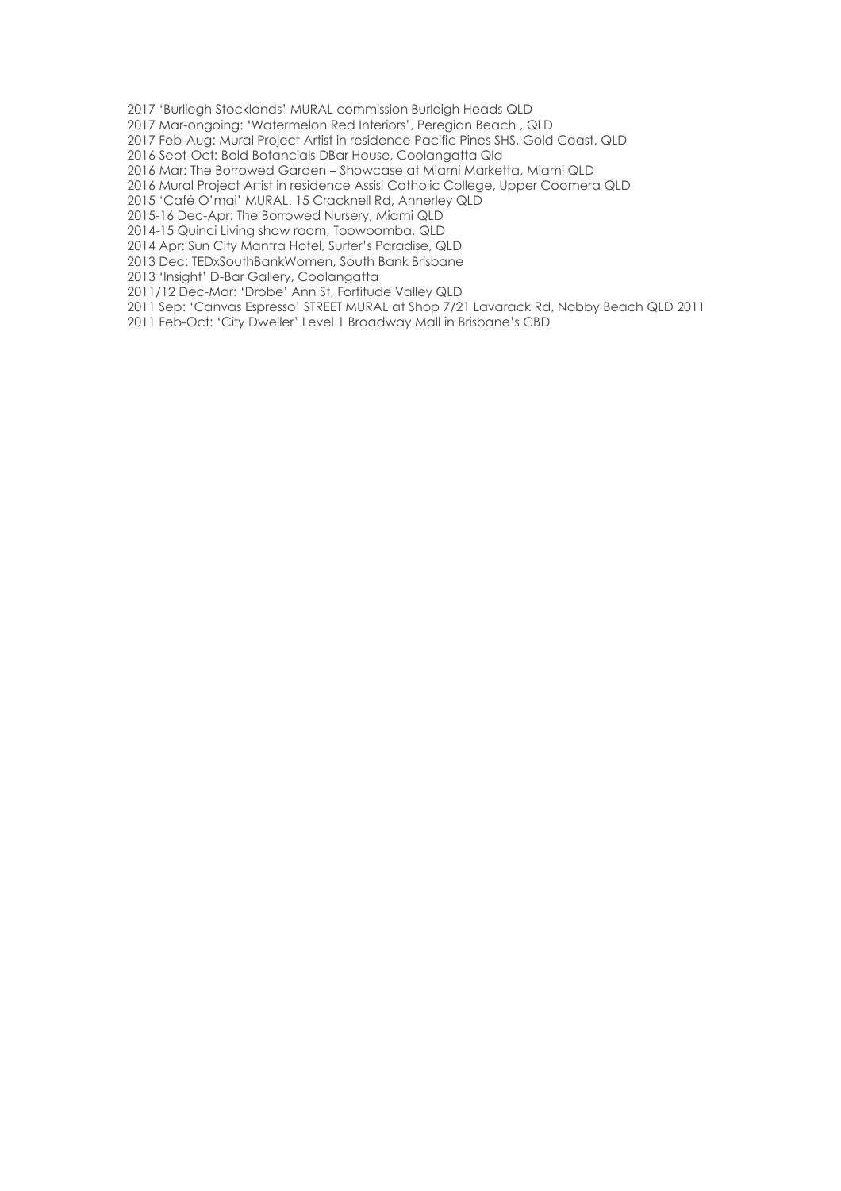2017 'Burliegh Stocklands' MURAL commission Burleigh Heads QLD
2017 Mar-ongoing: 'Watermelon Red Interiors', Peregian Beach , QLD
2017 Feb-Aug: Mural Project Artist in residence Pacific Pines SHS, Gold Coast, QLD
2016 Sept-Oct: Bold Botancials DBar House, Coolangatta Qld
2016 Mar: The Borrowed Garden – Showcase at Miami Marketta, Miami QLD
2016 Mural Project Artist in residence Assisi Catholic College, Upper Coomera QLD
2015 'Café O'mai' MURAL. 15 Cracknell Rd, Annerley QLD
2015-16 Dec-Apr: The Borrowed Nursery, Miami QLD
2014-15 Quinci Living show room, Toowoomba, QLD
2014 Apr: Sun City Mantra Hotel, Surfer's Paradise, QLD
2013 Dec: TEDxSouthBankWomen, South Bank Brisbane
2013 'Insight' D-Bar Gallery, Coolangatta
2011/12 Dec-Mar: 'Drobe' Ann St, Fortitude Valley QLD
2011 Sep: 'Canvas Espresso' STREET MURAL at Shop 7/21 Lavarack Rd, Nobby Beach QLD 2011
2011 Feb-Oct: 'City Dweller' Level 1 Broadway Mall in Brisbane's CBD